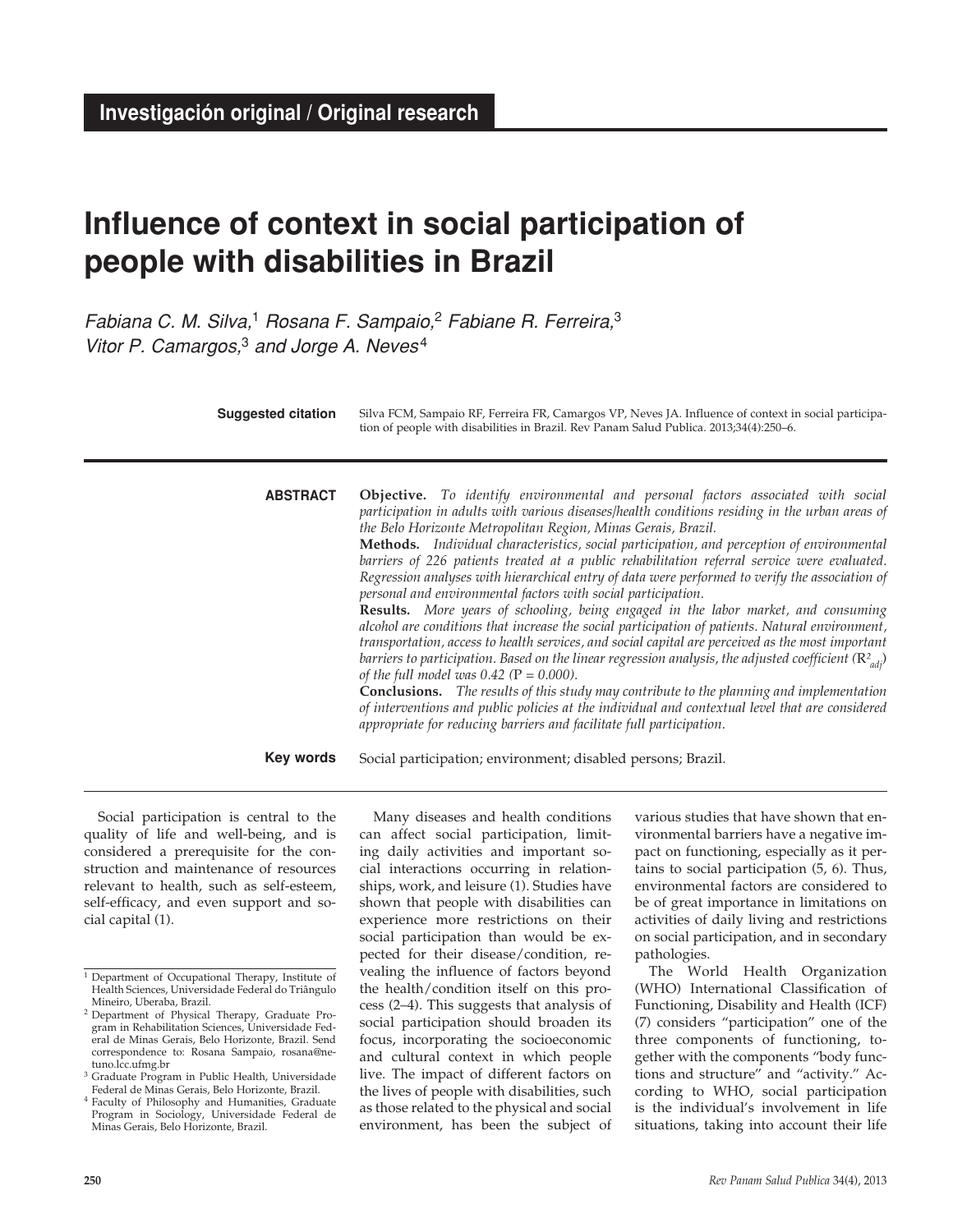**Investigación original / Original research**

# Influence of context in social participation of people with disabilities in Brazil

*Fabiana C. M. Silva,*[1] *Rosana F. Sampaio,*[2] *Fabiane R. Ferreira,*[3] *Vitor P. Camargos,*[3] *and Jorge A. Neves*[4]

**Suggested citation** Silva FCM, Sampaio RF, Ferreira FR, Camargos VP, Neves JA. Influence of context in social participation of people with disabilities in Brazil. Rev Panam Salud Publica. 2013;34(4):250–6.

**ABSTRACT**

**Objective.** *To identify environmental and personal factors associated with social participation in adults with various diseases/health conditions residing in the urban areas of the Belo Horizonte Metropolitan Region, Minas Gerais, Brazil.*

**Methods.** *Individual characteristics, social participation, and perception of environmental barriers of 226 patients treated at a public rehabilitation referral service were evaluated. Regression analyses with hierarchical entry of data were performed to verify the association of personal and environmental factors with social participation.*

**Results.** *More years of schooling, being engaged in the labor market, and consuming alcohol are conditions that increase the social participation of patients. Natural environment, transportation, access to health services, and social capital are perceived as the most important barriers to participation. Based on the linear regression analysis, the adjusted coefficient* ($R^2_{adj}$) *of the full model was 0.42 (P = 0.000).*

**Conclusions.** *The results of this study may contribute to the planning and implementation of interventions and public policies at the individual and contextual level that are considered appropriate for reducing barriers and facilitate full participation.*

**Key words** Social participation; environment; disabled persons; Brazil.

Social participation is central to the quality of life and well-being, and is considered a prerequisite for the construction and maintenance of resources relevant to health, such as self-esteem, self-efficacy, and even support and social capital (1).

Many diseases and health conditions can affect social participation, limiting daily activities and important social interactions occurring in relationships, work, and leisure (1). Studies have shown that people with disabilities can experience more restrictions on their social participation than would be expected for their disease/condition, revealing the influence of factors beyond the health/condition itself on this process (2–4). This suggests that analysis of social participation should broaden its focus, incorporating the socioeconomic and cultural context in which people live. The impact of different factors on the lives of people with disabilities, such as those related to the physical and social environment, has been the subject of various studies that have shown that environmental barriers have a negative impact on functioning, especially as it pertains to social participation (5, 6). Thus, environmental factors are considered to be of great importance in limitations on activities of daily living and restrictions on social participation, and in secondary pathologies.

The World Health Organization (WHO) International Classification of Functioning, Disability and Health (ICF) (7) considers "participation" one of the three components of functioning, together with the components "body functions and structure" and "activity." According to WHO, social participation is the individual's involvement in life situations, taking into account their life

---

[1] Department of Occupational Therapy, Institute of Health Sciences, Universidade Federal do Triângulo Mineiro, Uberaba, Brazil.

[2] Department of Physical Therapy, Graduate Program in Rehabilitation Sciences, Universidade Federal de Minas Gerais, Belo Horizonte, Brazil. Send correspondence to: Rosana Sampaio, rosana@netuno.lcc.ufmg.br

[3] Graduate Program in Public Health, Universidade Federal de Minas Gerais, Belo Horizonte, Brazil.

[4] Faculty of Philosophy and Humanities, Graduate Program in Sociology, Universidade Federal de Minas Gerais, Belo Horizonte, Brazil.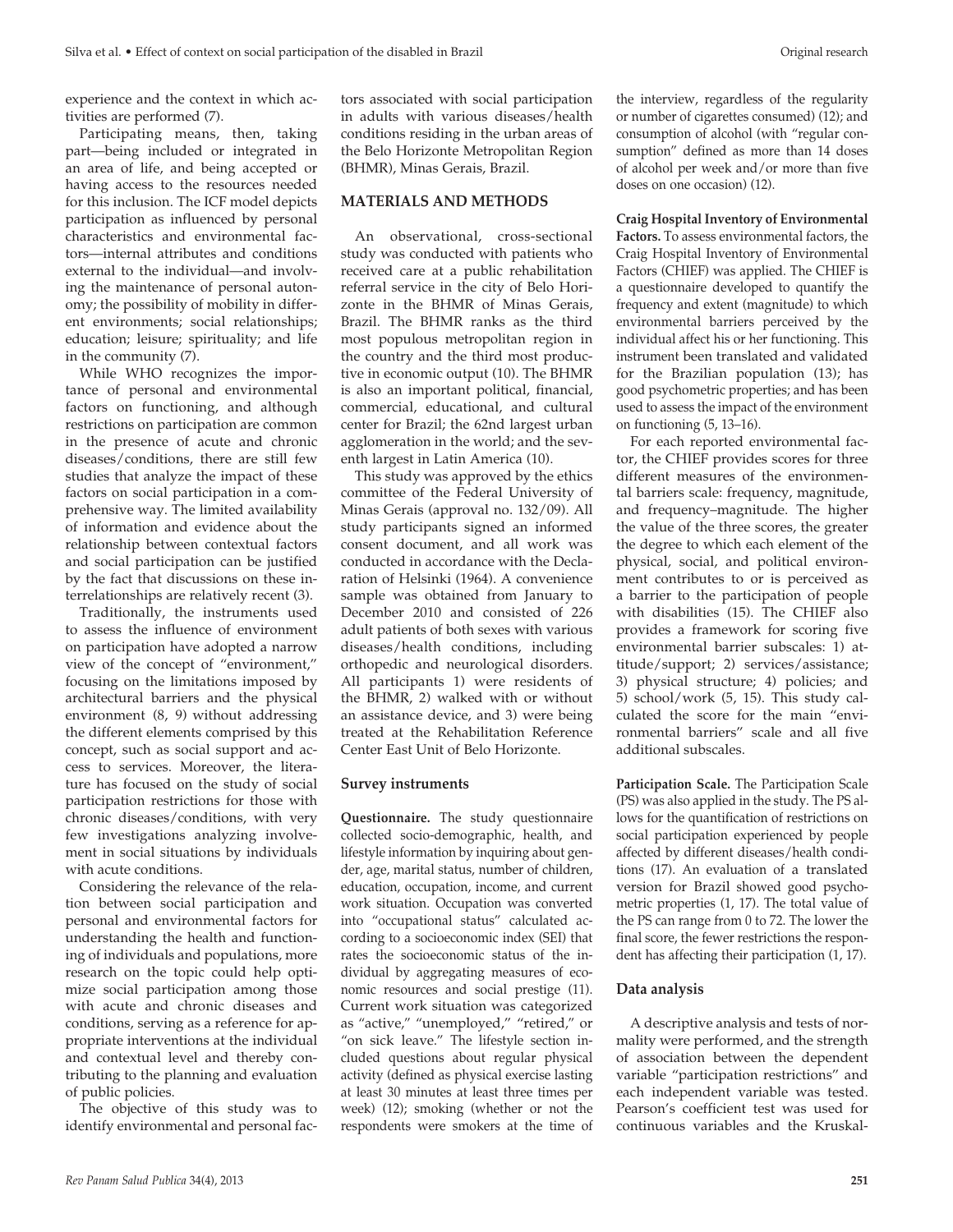experience and the context in which activities are performed (7).

Participating means, then, taking part—being included or integrated in an area of life, and being accepted or having access to the resources needed for this inclusion. The ICF model depicts participation as influenced by personal characteristics and environmental factors—internal attributes and conditions external to the individual—and involving the maintenance of personal autonomy; the possibility of mobility in different environments; social relationships; education; leisure; spirituality; and life in the community (7).

While WHO recognizes the importance of personal and environmental factors on functioning, and although restrictions on participation are common in the presence of acute and chronic diseases/conditions, there are still few studies that analyze the impact of these factors on social participation in a comprehensive way. The limited availability of information and evidence about the relationship between contextual factors and social participation can be justified by the fact that discussions on these interrelationships are relatively recent (3).

Traditionally, the instruments used to assess the influence of environment on participation have adopted a narrow view of the concept of "environment," focusing on the limitations imposed by architectural barriers and the physical environment (8, 9) without addressing the different elements comprised by this concept, such as social support and access to services. Moreover, the literature has focused on the study of social participation restrictions for those with chronic diseases/conditions, with very few investigations analyzing involvement in social situations by individuals with acute conditions.

Considering the relevance of the relation between social participation and personal and environmental factors for understanding the health and functioning of individuals and populations, more research on the topic could help optimize social participation among those with acute and chronic diseases and conditions, serving as a reference for appropriate interventions at the individual and contextual level and thereby contributing to the planning and evaluation of public policies.

The objective of this study was to identify environmental and personal factors associated with social participation in adults with various diseases/health conditions residing in the urban areas of the Belo Horizonte Metropolitan Region (BHMR), Minas Gerais, Brazil.

## MATERIALS AND METHODS

An observational, cross-sectional study was conducted with patients who received care at a public rehabilitation referral service in the city of Belo Horizonte in the BHMR of Minas Gerais, Brazil. The BHMR ranks as the third most populous metropolitan region in the country and the third most productive in economic output (10). The BHMR is also an important political, financial, commercial, educational, and cultural center for Brazil; the 62nd largest urban agglomeration in the world; and the seventh largest in Latin America (10).

This study was approved by the ethics committee of the Federal University of Minas Gerais (approval no. 132/09). All study participants signed an informed consent document, and all work was conducted in accordance with the Declaration of Helsinki (1964). A convenience sample was obtained from January to December 2010 and consisted of 226 adult patients of both sexes with various diseases/health conditions, including orthopedic and neurological disorders. All participants 1) were residents of the BHMR, 2) walked with or without an assistance device, and 3) were being treated at the Rehabilitation Reference Center East Unit of Belo Horizonte.

### Survey instruments

**Questionnaire.** The study questionnaire collected socio-demographic, health, and lifestyle information by inquiring about gender, age, marital status, number of children, education, occupation, income, and current work situation. Occupation was converted into "occupational status" calculated according to a socioeconomic index (SEI) that rates the socioeconomic status of the individual by aggregating measures of economic resources and social prestige (11). Current work situation was categorized as "active," "unemployed," "retired," or "on sick leave." The lifestyle section included questions about regular physical activity (defined as physical exercise lasting at least 30 minutes at least three times per week) (12); smoking (whether or not the respondents were smokers at the time of the interview, regardless of the regularity or number of cigarettes consumed) (12); and consumption of alcohol (with "regular consumption" defined as more than 14 doses of alcohol per week and/or more than five doses on one occasion) (12).

**Craig Hospital Inventory of Environmental Factors.** To assess environmental factors, the Craig Hospital Inventory of Environmental Factors (CHIEF) was applied. The CHIEF is a questionnaire developed to quantify the frequency and extent (magnitude) to which environmental barriers perceived by the individual affect his or her functioning. This instrument been translated and validated for the Brazilian population (13); has good psychometric properties; and has been used to assess the impact of the environment on functioning (5, 13–16).

For each reported environmental factor, the CHIEF provides scores for three different measures of the environmental barriers scale: frequency, magnitude, and frequency–magnitude. The higher the value of the three scores, the greater the degree to which each element of the physical, social, and political environment contributes to or is perceived as a barrier to the participation of people with disabilities (15). The CHIEF also provides a framework for scoring five environmental barrier subscales: 1) attitude/support; 2) services/assistance; 3) physical structure; 4) policies; and 5) school/work (5, 15). This study calculated the score for the main "environmental barriers" scale and all five additional subscales.

**Participation Scale.** The Participation Scale (PS) was also applied in the study. The PS allows for the quantification of restrictions on social participation experienced by people affected by different diseases/health conditions (17). An evaluation of a translated version for Brazil showed good psychometric properties (1, 17). The total value of the PS can range from 0 to 72. The lower the final score, the fewer restrictions the respondent has affecting their participation (1, 17).

### Data analysis

A descriptive analysis and tests of normality were performed, and the strength of association between the dependent variable "participation restrictions" and each independent variable was tested. Pearson's coefficient test was used for continuous variables and the Kruskal-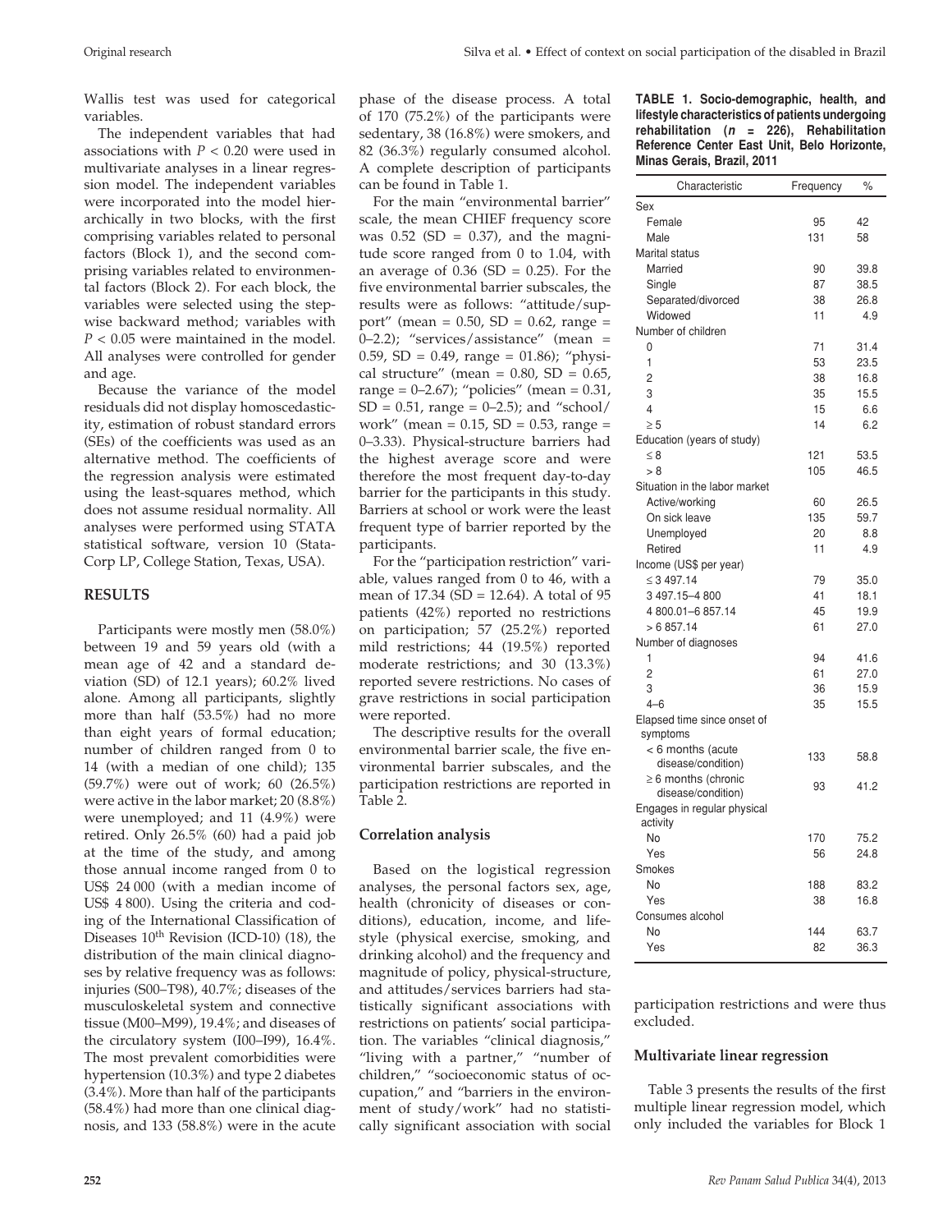Wallis test was used for categorical variables.

The independent variables that had associations with $P < 0.20$ were used in multivariate analyses in a linear regression model. The independent variables were incorporated into the model hierarchically in two blocks, with the first comprising variables related to personal factors (Block 1), and the second comprising variables related to environmental factors (Block 2). For each block, the variables were selected using the stepwise backward method; variables with $P < 0.05$ were maintained in the model. All analyses were controlled for gender and age.

Because the variance of the model residuals did not display homoscedasticity, estimation of robust standard errors (SEs) of the coefficients was used as an alternative method. The coefficients of the regression analysis were estimated using the least-squares method, which does not assume residual normality. All analyses were performed using STATA statistical software, version 10 (Stata-Corp LP, College Station, Texas, USA).

## RESULTS

Participants were mostly men (58.0%) between 19 and 59 years old (with a mean age of 42 and a standard deviation (SD) of 12.1 years); 60.2% lived alone. Among all participants, slightly more than half (53.5%) had no more than eight years of formal education; number of children ranged from 0 to 14 (with a median of one child); 135 (59.7%) were out of work; 60 (26.5%) were active in the labor market; 20 (8.8%) were unemployed; and 11 (4.9%) were retired. Only 26.5% (60) had a paid job at the time of the study, and among those annual income ranged from 0 to US$ 24 000 (with a median income of US$ 4 800). Using the criteria and coding of the International Classification of Diseases 10[th] Revision (ICD-10) (18), the distribution of the main clinical diagnoses by relative frequency was as follows: injuries (S00–T98), 40.7%; diseases of the musculoskeletal system and connective tissue (M00–M99), 19.4%; and diseases of the circulatory system (I00–I99), 16.4%. The most prevalent comorbidities were hypertension (10.3%) and type 2 diabetes (3.4%). More than half of the participants (58.4%) had more than one clinical diagnosis, and 133 (58.8%) were in the acute phase of the disease process. A total of 170 (75.2%) of the participants were sedentary, 38 (16.8%) were smokers, and 82 (36.3%) regularly consumed alcohol. A complete description of participants can be found in Table 1.

For the main "environmental barrier" scale, the mean CHIEF frequency score was 0.52 (SD = 0.37), and the magnitude score ranged from 0 to 1.04, with an average of 0.36 (SD = 0.25). For the five environmental barrier subscales, the results were as follows: "attitude/support" (mean = 0.50, SD = 0.62, range = 0–2.2); "services/assistance" (mean = 0.59, SD = 0.49, range = 01.86); "physical structure" (mean = 0.80, SD = 0.65, range = 0–2.67); "policies" (mean = 0.31, SD = 0.51, range = 0–2.5); and "school/work" (mean = 0.15, SD = 0.53, range = 0–3.33). Physical-structure barriers had the highest average score and were therefore the most frequent day-to-day barrier for the participants in this study. Barriers at school or work were the least frequent type of barrier reported by the participants.

For the "participation restriction" variable, values ranged from 0 to 46, with a mean of 17.34 (SD = 12.64). A total of 95 patients (42%) reported no restrictions on participation; 57 (25.2%) reported mild restrictions; 44 (19.5%) reported moderate restrictions; and 30 (13.3%) reported severe restrictions. No cases of grave restrictions in social participation were reported.

The descriptive results for the overall environmental barrier scale, the five environmental barrier subscales, and the participation restrictions are reported in Table 2.

### Correlation analysis

Based on the logistical regression analyses, the personal factors sex, age, health (chronicity of diseases or conditions), education, income, and lifestyle (physical exercise, smoking, and drinking alcohol) and the frequency and magnitude of policy, physical-structure, and attitudes/services barriers had statistically significant associations with restrictions on patients' social participation. The variables "clinical diagnosis," "living with a partner," "number of children," "socioeconomic status of occupation," and "barriers in the environment of study/work" had no statistically significant association with social participation restrictions and were thus excluded.

**TABLE 1. Socio-demographic, health, and lifestyle characteristics of patients undergoing rehabilitation (*n* = 226), Rehabilitation Reference Center East Unit, Belo Horizonte, Minas Gerais, Brazil, 2011**

| Characteristic | Frequency | % |
|---|---|---|
| Sex | | |
| Female | 95 | 42 |
| Male | 131 | 58 |
| Marital status | | |
| Married | 90 | 39.8 |
| Single | 87 | 38.5 |
| Separated/divorced | 38 | 26.8 |
| Widowed | 11 | 4.9 |
| Number of children | | |
| 0 | 71 | 31.4 |
| 1 | 53 | 23.5 |
| 2 | 38 | 16.8 |
| 3 | 35 | 15.5 |
| 4 | 15 | 6.6 |
| ≥ 5 | 14 | 6.2 |
| Education (years of study) | | |
| ≤ 8 | 121 | 53.5 |
| > 8 | 105 | 46.5 |
| Situation in the labor market | | |
| Active/working | 60 | 26.5 |
| On sick leave | 135 | 59.7 |
| Unemployed | 20 | 8.8 |
| Retired | 11 | 4.9 |
| Income (US$ per year) | | |
| ≤ 3 497.14 | 79 | 35.0 |
| 3 497.15–4 800 | 41 | 18.1 |
| 4 800.01–6 857.14 | 45 | 19.9 |
| > 6 857.14 | 61 | 27.0 |
| Number of diagnoses | | |
| 1 | 94 | 41.6 |
| 2 | 61 | 27.0 |
| 3 | 36 | 15.9 |
| 4–6 | 35 | 15.5 |
| Elapsed time since onset of symptoms | | |
| < 6 months (acute disease/condition) | 133 | 58.8 |
| ≥ 6 months (chronic disease/condition) | 93 | 41.2 |
| Engages in regular physical activity | | |
| No | 170 | 75.2 |
| Yes | 56 | 24.8 |
| Smokes | | |
| No | 188 | 83.2 |
| Yes | 38 | 16.8 |
| Consumes alcohol | | |
| No | 144 | 63.7 |
| Yes | 82 | 36.3 |

### Multivariate linear regression

Table 3 presents the results of the first multiple linear regression model, which only included the variables for Block 1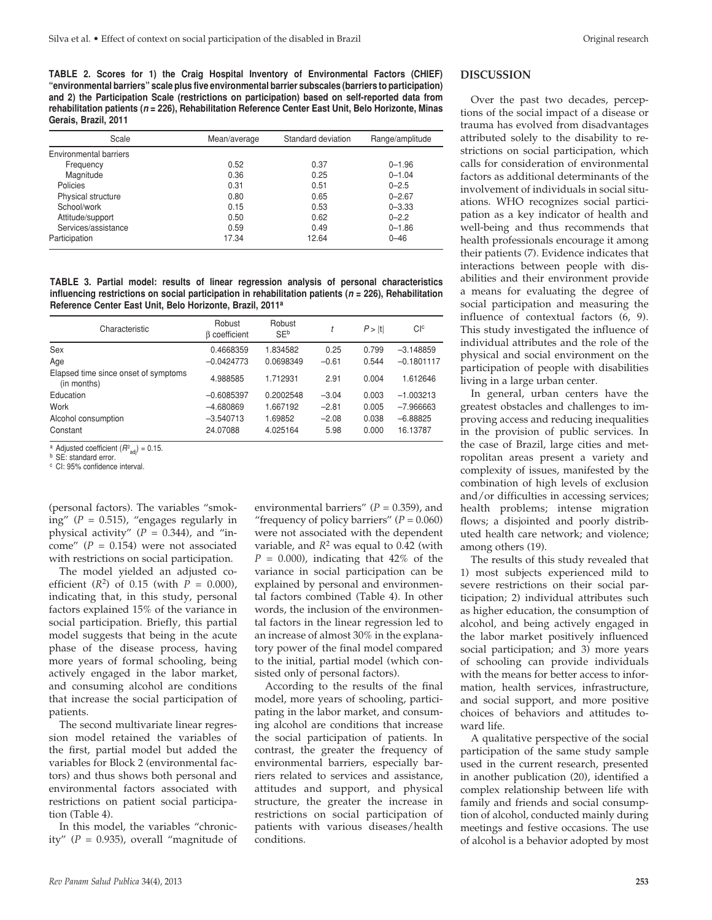**TABLE 2. Scores for 1) the Craig Hospital Inventory of Environmental Factors (CHIEF) "environmental barriers" scale plus five environmental barrier subscales (barriers to participation) and 2) the Participation Scale (restrictions on participation) based on self-reported data from rehabilitation patients ($n$ = 226), Rehabilitation Reference Center East Unit, Belo Horizonte, Minas Gerais, Brazil, 2011**

| Scale | Mean/average | Standard deviation | Range/amplitude |
|---|---|---|---|
| Environmental barriers | | | |
| Frequency | 0.52 | 0.37 | 0–1.96 |
| Magnitude | 0.36 | 0.25 | 0–1.04 |
| Policies | 0.31 | 0.51 | 0–2.5 |
| Physical structure | 0.80 | 0.65 | 0–2.67 |
| School/work | 0.15 | 0.53 | 0–3.33 |
| Attitude/support | 0.50 | 0.62 | 0–2.2 |
| Services/assistance | 0.59 | 0.49 | 0–1.86 |
| Participation | 17.34 | 12.64 | 0–46 |

**TABLE 3. Partial model: results of linear regression analysis of personal characteristics influencing restrictions on social participation in rehabilitation patients ($n$ = 226), Rehabilitation Reference Center East Unit, Belo Horizonte, Brazil, 2011[a]**

| Characteristic | Robust β coefficient | Robust SE[b] | $t$ | $P > \|t\|$ | CI[c] |
|---|---|---|---|---|---|
| Sex | 0.4668359 | 1.834582 | 0.25 | 0.799 | −3.148859 |
| Age | −0.0424773 | 0.0698349 | −0.61 | 0.544 | −0.1801117 |
| Elapsed time since onset of symptoms (in months) | 4.988585 | 1.712931 | 2.91 | 0.004 | 1.612646 |
| Education | −0.6085397 | 0.2002548 | −3.04 | 0.003 | −1.003213 |
| Work | −4.680869 | 1.667192 | −2.81 | 0.005 | −7.966663 |
| Alcohol consumption | −3.540713 | 1.69852 | −2.08 | 0.038 | −6.88825 |
| Constant | 24.07088 | 4.025164 | 5.98 | 0.000 | 16.13787 |

[a] Adjusted coefficient ($R^2_{adj}$) = 0.15.
[b] SE: standard error.
[c] CI: 95% confidence interval.

(personal factors). The variables "smoking" ($P$ = 0.515), "engages regularly in physical activity" ($P$ = 0.344), and "income" ($P$ = 0.154) were not associated with restrictions on social participation.

The model yielded an adjusted coefficient ($R^2$) of 0.15 (with $P$ = 0.000), indicating that, in this study, personal factors explained 15% of the variance in social participation. Briefly, this partial model suggests that being in the acute phase of the disease process, having more years of formal schooling, being actively engaged in the labor market, and consuming alcohol are conditions that increase the social participation of patients.

The second multivariate linear regression model retained the variables of the first, partial model but added the variables for Block 2 (environmental factors) and thus shows both personal and environmental factors associated with restrictions on patient social participation (Table 4).

In this model, the variables "chronicity" ($P$ = 0.935), overall "magnitude of environmental barriers" ($P$ = 0.359), and "frequency of policy barriers" ($P$ = 0.060) were not associated with the dependent variable, and $R^2$ was equal to 0.42 (with $P$ = 0.000), indicating that 42% of the variance in social participation can be explained by personal and environmental factors combined (Table 4). In other words, the inclusion of the environmental factors in the linear regression led to an increase of almost 30% in the explanatory power of the final model compared to the initial, partial model (which consisted only of personal factors).

According to the results of the final model, more years of schooling, participating in the labor market, and consuming alcohol are conditions that increase the social participation of patients. In contrast, the greater the frequency of environmental barriers, especially barriers related to services and assistance, attitudes and support, and physical structure, the greater the increase in restrictions on social participation of patients with various diseases/health conditions.

## DISCUSSION

Over the past two decades, perceptions of the social impact of a disease or trauma has evolved from disadvantages attributed solely to the disability to restrictions on social participation, which calls for consideration of environmental factors as additional determinants of the involvement of individuals in social situations. WHO recognizes social participation as a key indicator of health and well-being and thus recommends that health professionals encourage it among their patients (7). Evidence indicates that interactions between people with disabilities and their environment provide a means for evaluating the degree of social participation and measuring the influence of contextual factors (6, 9). This study investigated the influence of individual attributes and the role of the physical and social environment on the participation of people with disabilities living in a large urban center.

In general, urban centers have the greatest obstacles and challenges to improving access and reducing inequalities in the provision of public services. In the case of Brazil, large cities and metropolitan areas present a variety and complexity of issues, manifested by the combination of high levels of exclusion and/or difficulties in accessing services; health problems; intense migration flows; a disjointed and poorly distributed health care network; and violence; among others (19).

The results of this study revealed that 1) most subjects experienced mild to severe restrictions on their social participation; 2) individual attributes such as higher education, the consumption of alcohol, and being actively engaged in the labor market positively influenced social participation; and 3) more years of schooling can provide individuals with the means for better access to information, health services, infrastructure, and social support, and more positive choices of behaviors and attitudes toward life.

A qualitative perspective of the social participation of the same study sample used in the current research, presented in another publication (20), identified a complex relationship between life with family and friends and social consumption of alcohol, conducted mainly during meetings and festive occasions. The use of alcohol is a behavior adopted by most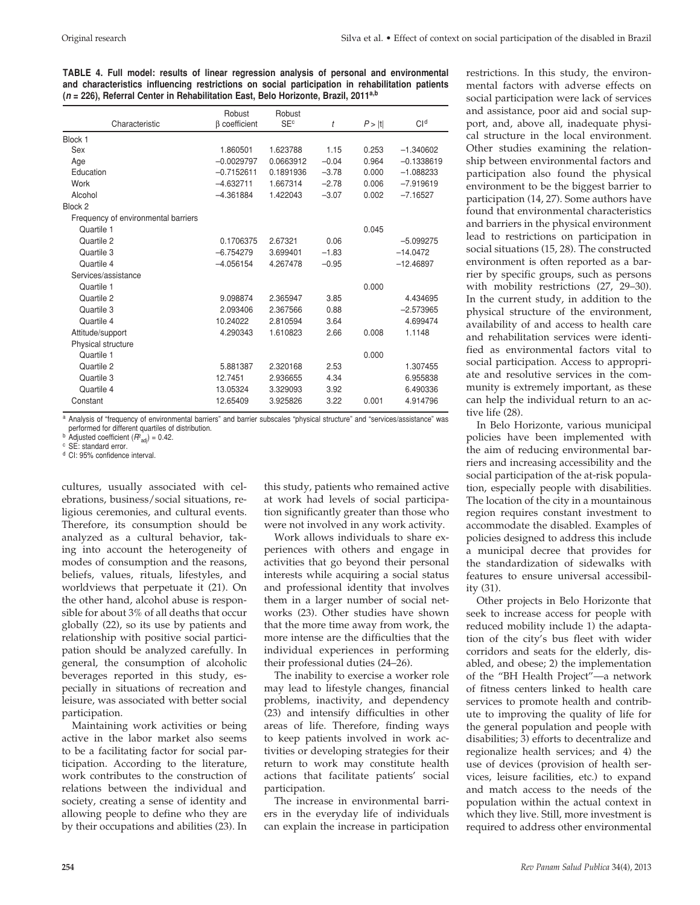**TABLE 4. Full model: results of linear regression analysis of personal and environmental and characteristics influencing restrictions on social participation in rehabilitation patients ($n$ = 226), Referral Center in Rehabilitation East, Belo Horizonte, Brazil, 2011[a,b]**

| Characteristic | Robust β coefficient | Robust SE[c] | $t$ | $P > \|t\|$ | CI[d] |
|---|---|---|---|---|---|
| Block 1 | | | | | |
| Sex | 1.860501 | 1.623788 | 1.15 | 0.253 | −1.340602 |
| Age | −0.0029797 | 0.0663912 | −0.04 | 0.964 | −0.1338619 |
| Education | −0.7152611 | 0.1891936 | −3.78 | 0.000 | −1.088233 |
| Work | −4.632711 | 1.667314 | −2.78 | 0.006 | −7.919619 |
| Alcohol | −4.361884 | 1.422043 | −3.07 | 0.002 | −7.16527 |
| Block 2 | | | | | |
| Frequency of environmental barriers | | | | | |
| Quartile 1 | | | | 0.045 | |
| Quartile 2 | 0.1706375 | 2.67321 | 0.06 | | −5.099275 |
| Quartile 3 | −6.754279 | 3.699401 | −1.83 | | −14.0472 |
| Quartile 4 | −4.056154 | 4.267478 | −0.95 | | −12.46897 |
| Services/assistance | | | | | |
| Quartile 1 | | | | 0.000 | |
| Quartile 2 | 9.098874 | 2.365947 | 3.85 | | 4.434695 |
| Quartile 3 | 2.093406 | 2.367566 | 0.88 | | −2.573965 |
| Quartile 4 | 10.24022 | 2.810594 | 3.64 | | 4.699474 |
| Attitude/support | 4.290343 | 1.610823 | 2.66 | 0.008 | 1.1148 |
| Physical structure | | | | | |
| Quartile 1 | | | | 0.000 | |
| Quartile 2 | 5.881387 | 2.320168 | 2.53 | | 1.307455 |
| Quartile 3 | 12.7451 | 2.936655 | 4.34 | | 6.955838 |
| Quartile 4 | 13.05324 | 3.329093 | 3.92 | | 6.490336 |
| Constant | 12.65409 | 3.925826 | 3.22 | 0.001 | 4.914796 |

[a] Analysis of "frequency of environmental barriers" and barrier subscales "physical structure" and "services/assistance" was performed for different quartiles of distribution.
[b] Adjusted coefficient ($R^2_{adj}$) = 0.42.
[c] SE: standard error.
[d] CI: 95% confidence interval.

cultures, usually associated with celebrations, business/social situations, religious ceremonies, and cultural events. Therefore, its consumption should be analyzed as a cultural behavior, taking into account the heterogeneity of modes of consumption and the reasons, beliefs, values, rituals, lifestyles, and worldviews that perpetuate it (21). On the other hand, alcohol abuse is responsible for about 3% of all deaths that occur globally (22), so its use by patients and relationship with positive social participation should be analyzed carefully. In general, the consumption of alcoholic beverages reported in this study, especially in situations of recreation and leisure, was associated with better social participation.

Maintaining work activities or being active in the labor market also seems to be a facilitating factor for social participation. According to the literature, work contributes to the construction of relations between the individual and society, creating a sense of identity and allowing people to define who they are by their occupations and abilities (23). In this study, patients who remained active at work had levels of social participation significantly greater than those who were not involved in any work activity.

Work allows individuals to share experiences with others and engage in activities that go beyond their personal interests while acquiring a social status and professional identity that involves them in a larger number of social networks (23). Other studies have shown that the more time away from work, the more intense are the difficulties that the individual experiences in performing their professional duties (24–26).

The inability to exercise a worker role may lead to lifestyle changes, financial problems, inactivity, and dependency (23) and intensify difficulties in other areas of life. Therefore, finding ways to keep patients involved in work activities or developing strategies for their return to work may constitute health actions that facilitate patients' social participation.

The increase in environmental barriers in the everyday life of individuals can explain the increase in participation restrictions. In this study, the environmental factors with adverse effects on social participation were lack of services and assistance, poor aid and social support, and, above all, inadequate physical structure in the local environment. Other studies examining the relationship between environmental factors and participation also found the physical environment to be the biggest barrier to participation (14, 27). Some authors have found that environmental characteristics and barriers in the physical environment lead to restrictions on participation in social situations (15, 28). The constructed environment is often reported as a barrier by specific groups, such as persons with mobility restrictions (27, 29–30). In the current study, in addition to the physical structure of the environment, availability of and access to health care and rehabilitation services were identified as environmental factors vital to social participation. Access to appropriate and resolutive services in the community is extremely important, as these can help the individual return to an active life (28).

In Belo Horizonte, various municipal policies have been implemented with the aim of reducing environmental barriers and increasing accessibility and the social participation of the at-risk population, especially people with disabilities. The location of the city in a mountainous region requires constant investment to accommodate the disabled. Examples of policies designed to address this include a municipal decree that provides for the standardization of sidewalks with features to ensure universal accessibility (31).

Other projects in Belo Horizonte that seek to increase access for people with reduced mobility include 1) the adaptation of the city's bus fleet with wider corridors and seats for the elderly, disabled, and obese; 2) the implementation of the "BH Health Project"—a network of fitness centers linked to health care services to promote health and contribute to improving the quality of life for the general population and people with disabilities; 3) efforts to decentralize and regionalize health services; and 4) the use of devices (provision of health services, leisure facilities, etc.) to expand and match access to the needs of the population within the actual context in which they live. Still, more investment is required to address other environmental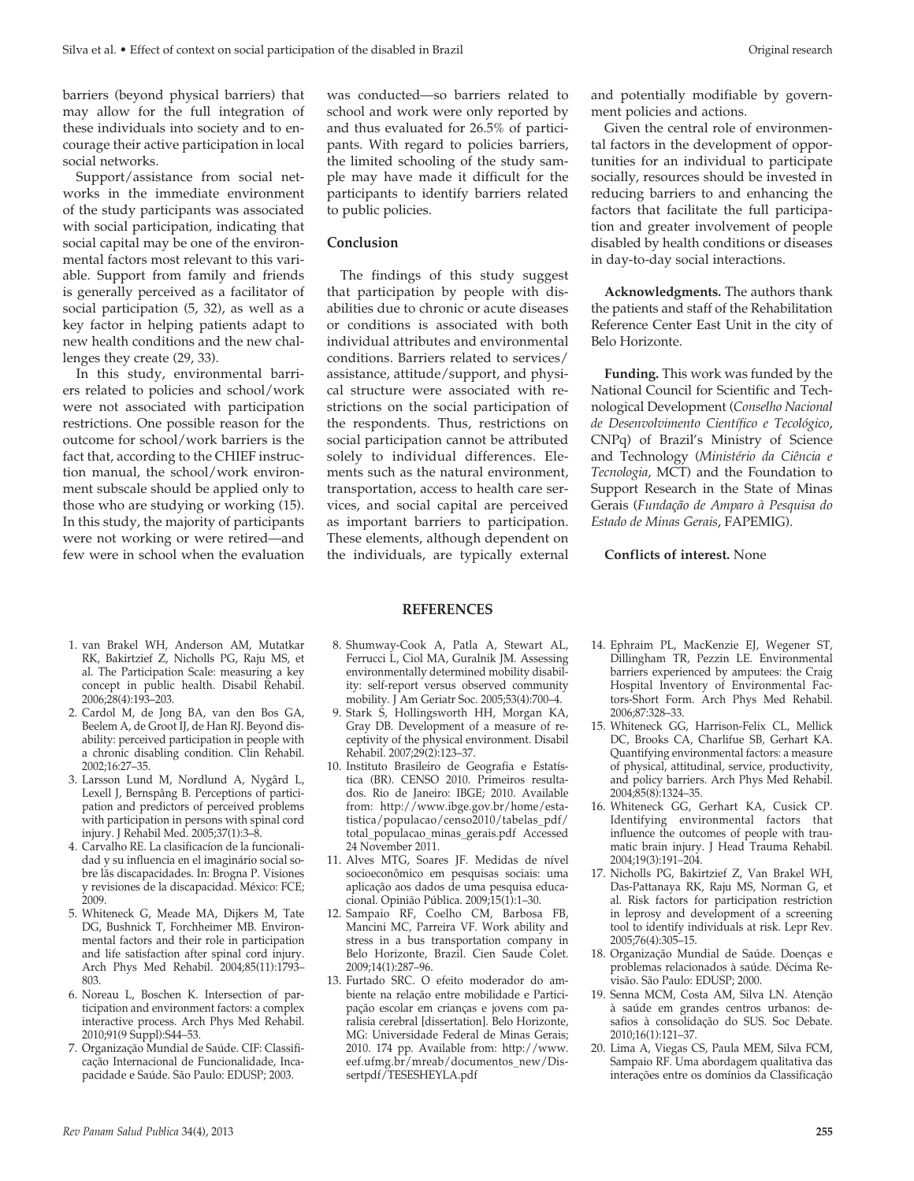barriers (beyond physical barriers) that may allow for the full integration of these individuals into society and to encourage their active participation in local social networks.

Support/assistance from social networks in the immediate environment of the study participants was associated with social participation, indicating that social capital may be one of the environmental factors most relevant to this variable. Support from family and friends is generally perceived as a facilitator of social participation (5, 32), as well as a key factor in helping patients adapt to new health conditions and the new challenges they create (29, 33).

In this study, environmental barriers related to policies and school/work were not associated with participation restrictions. One possible reason for the outcome for school/work barriers is the fact that, according to the CHIEF instruction manual, the school/work environment subscale should be applied only to those who are studying or working (15). In this study, the majority of participants were not working or were retired—and few were in school when the evaluation was conducted—so barriers related to school and work were only reported by and thus evaluated for 26.5% of participants. With regard to policies barriers, the limited schooling of the study sample may have made it difficult for the participants to identify barriers related to public policies.

## Conclusion

The findings of this study suggest that participation by people with disabilities due to chronic or acute diseases or conditions is associated with both individual attributes and environmental conditions. Barriers related to services/assistance, attitude/support, and physical structure were associated with restrictions on the social participation of the respondents. Thus, restrictions on social participation cannot be attributed solely to individual differences. Elements such as the natural environment, transportation, access to health care services, and social capital are perceived as important barriers to participation. These elements, although dependent on the individuals, are typically external and potentially modifiable by government policies and actions.

Given the central role of environmental factors in the development of opportunities for an individual to participate socially, resources should be invested in reducing barriers to and enhancing the factors that facilitate the full participation and greater involvement of people disabled by health conditions or diseases in day-to-day social interactions.

**Acknowledgments.** The authors thank the patients and staff of the Rehabilitation Reference Center East Unit in the city of Belo Horizonte.

**Funding.** This work was funded by the National Council for Scientific and Technological Development (*Conselho Nacional de Desenvolvimento Científico e Tecológico*, CNPq) of Brazil's Ministry of Science and Technology (*Ministério da Ciência e Tecnologia*, MCT) and the Foundation to Support Research in the State of Minas Gerais (*Fundação de Amparo à Pesquisa do Estado de Minas Gerais*, FAPEMIG).

**Conflicts of interest.** None

## REFERENCES

1. van Brakel WH, Anderson AM, Mutatkar RK, Bakirtzief Z, Nicholls PG, Raju MS, et al. The Participation Scale: measuring a key concept in public health. Disabil Rehabil. 2006;28(4):193–203.
2. Cardol M, de Jong BA, van den Bos GA, Beelem A, de Groot IJ, de Han RJ. Beyond disability: perceived participation in people with a chronic disabling condition. Clin Rehabil. 2002;16:27–35.
3. Larsson Lund M, Nordlund A, Nygård L, Lexell J, Bernspång B. Perceptions of participation and predictors of perceived problems with participation in persons with spinal cord injury. J Rehabil Med. 2005;37(1):3–8.
4. Carvalho RE. La clasificacíon de la funcionalidad y su influencia en el imaginário social sobre lãs discapacidades. In: Brogna P. Visiones y revisiones de la discapacidad. México: FCE; 2009.
5. Whiteneck G, Meade MA, Dijkers M, Tate DG, Bushnick T, Forchheimer MB. Environmental factors and their role in participation and life satisfaction after spinal cord injury. Arch Phys Med Rehabil. 2004;85(11):1793–803.
6. Noreau L, Boschen K. Intersection of participation and environment factors: a complex interactive process. Arch Phys Med Rehabil. 2010;91(9 Suppl):S44–53.
7. Organização Mundial de Saúde. CIF: Classificação Internacional de Funcionalidade, Incapacidade e Saúde. São Paulo: EDUSP; 2003.
8. Shumway-Cook A, Patla A, Stewart AL, Ferrucci L, Ciol MA, Guralnik JM. Assessing environmentally determined mobility disability: self-report versus observed community mobility. J Am Geriatr Soc. 2005;53(4):700–4.
9. Stark S, Hollingsworth HH, Morgan KA, Gray DB. Development of a measure of receptivity of the physical environment. Disabil Rehabil. 2007;29(2):123–37.
10. Instituto Brasileiro de Geografia e Estatística (BR). CENSO 2010. Primeiros resultados. Rio de Janeiro: IBGE; 2010. Available from: http://www.ibge.gov.br/home/estatistica/populacao/censo2010/tabelas_pdf/total_populacao_minas_gerais.pdf Accessed 24 November 2011.
11. Alves MTG, Soares JF. Medidas de nível socioeconômico em pesquisas sociais: uma aplicação aos dados de uma pesquisa educacional. Opinião Pública. 2009;15(1):1–30.
12. Sampaio RF, Coelho CM, Barbosa FB, Mancini MC, Parreira VF. Work ability and stress in a bus transportation company in Belo Horizonte, Brazil. Cien Saude Colet. 2009;14(1):287–96.
13. Furtado SRC. O efeito moderador do ambiente na relação entre mobilidade e Participação escolar em crianças e jovens com paralisia cerebral [dissertation]. Belo Horizonte, MG: Universidade Federal de Minas Gerais; 2010. 174 pp. Available from: http://www.eef.ufmg.br/mreab/documentos_new/Dissertpdf/TESESHEYLA.pdf
14. Ephraim PL, MacKenzie EJ, Wegener ST, Dillingham TR, Pezzin LE. Environmental barriers experienced by amputees: the Craig Hospital Inventory of Environmental Factors-Short Form. Arch Phys Med Rehabil. 2006;87:328–33.
15. Whiteneck GG, Harrison-Felix CL, Mellick DC, Brooks CA, Charlifue SB, Gerhart KA. Quantifying environmental factors: a measure of physical, attitudinal, service, productivity, and policy barriers. Arch Phys Med Rehabil. 2004;85(8):1324–35.
16. Whiteneck GG, Gerhart KA, Cusick CP. Identifying environmental factors that influence the outcomes of people with traumatic brain injury. J Head Trauma Rehabil. 2004;19(3):191–204.
17. Nicholls PG, Bakirtzief Z, Van Brakel WH, Das-Pattanaya RK, Raju MS, Norman G, et al. Risk factors for participation restriction in leprosy and development of a screening tool to identify individuals at risk. Lepr Rev. 2005;76(4):305–15.
18. Organização Mundial de Saúde. Doenças e problemas relacionados à saúde. Décima Revisão. São Paulo: EDUSP; 2000.
19. Senna MCM, Costa AM, Silva LN. Atenção à saúde em grandes centros urbanos: desafios à consolidação do SUS. Soc Debate. 2010;16(1):121–37.
20. Lima A, Viegas CS, Paula MEM, Silva FCM, Sampaio RF. Uma abordagem qualitativa das interações entre os domínios da Classificação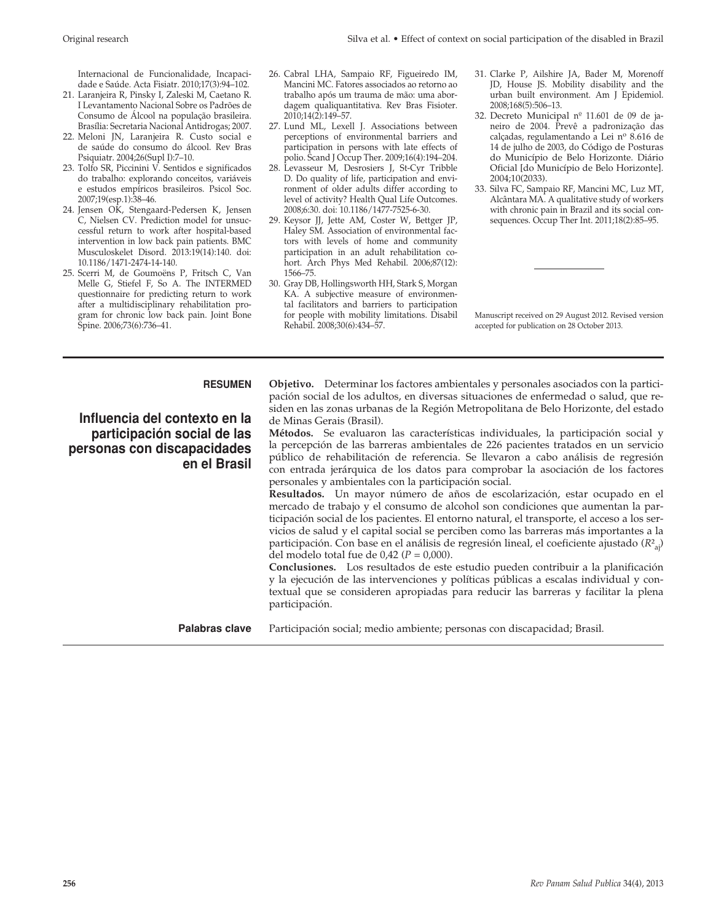Internacional de Funcionalidade, Incapacidade e Saúde. Acta Fisiatr. 2010;17(3):94–102.

21. Laranjeira R, Pinsky I, Zaleski M, Caetano R. I Levantamento Nacional Sobre os Padrões de Consumo de Álcool na população brasileira. Brasília: Secretaria Nacional Antidrogas; 2007.
22. Meloni JN, Laranjeira R. Custo social e de saúde do consumo do álcool. Rev Bras Psiquiatr. 2004;26(Supl I):7–10.
23. Tolfo SR, Piccinini V. Sentidos e significados do trabalho: explorando conceitos, variáveis e estudos empíricos brasileiros. Psicol Soc. 2007;19(esp.1):38–46.
24. Jensen OK, Stengaard-Pedersen K, Jensen C, Nielsen CV. Prediction model for unsuccessful return to work after hospital-based intervention in low back pain patients. BMC Musculoskelet Disord. 2013:19(14):140. doi: 10.1186/1471-2474-14-140.
25. Scerri M, de Goumoëns P, Fritsch C, Van Melle G, Stiefel F, So A. The INTERMED questionnaire for predicting return to work after a multidisciplinary rehabilitation program for chronic low back pain. Joint Bone Spine. 2006;73(6):736–41.
26. Cabral LHA, Sampaio RF, Figueiredo IM, Mancini MC. Fatores associados ao retorno ao trabalho após um trauma de mão: uma abordagem qualiquantitativa. Rev Bras Fisioter. 2010;14(2):149–57.
27. Lund ML, Lexell J. Associations between perceptions of environmental barriers and participation in persons with late effects of polio. Scand J Occup Ther. 2009;16(4):194–204.
28. Levasseur M, Desrosiers J, St-Cyr Tribble D. Do quality of life, participation and environment of older adults differ according to level of activity? Health Qual Life Outcomes. 2008;6:30. doi: 10.1186/1477-7525-6-30.
29. Keysor JJ, Jette AM, Coster W, Bettger JP, Haley SM. Association of environmental factors with levels of home and community participation in an adult rehabilitation cohort. Arch Phys Med Rehabil. 2006;87(12): 1566–75.
30. Gray DB, Hollingsworth HH, Stark S, Morgan KA. A subjective measure of environmental facilitators and barriers to participation for people with mobility limitations. Disabil Rehabil. 2008;30(6):434–57.
31. Clarke P, Ailshire JA, Bader M, Morenoff JD, House JS. Mobility disability and the urban built environment. Am J Epidemiol. 2008;168(5):506–13.
32. Decreto Municipal nº 11.601 de 09 de janeiro de 2004. Prevê a padronização das calçadas, regulamentando a Lei nº 8.616 de 14 de julho de 2003, do Código de Posturas do Município de Belo Horizonte. Diário Oficial [do Município de Belo Horizonte]. 2004;10(2033).
33. Silva FC, Sampaio RF, Mancini MC, Luz MT, Alcântara MA. A qualitative study of workers with chronic pain in Brazil and its social consequences. Occup Ther Int. 2011;18(2):85–95.

Manuscript received on 29 August 2012. Revised version accepted for publication on 28 October 2013.

---

**RESUMEN**

## Influencia del contexto en la participación social de las personas con discapacidades en el Brasil

**Objetivo.** Determinar los factores ambientales y personales asociados con la participación social de los adultos, en diversas situaciones de enfermedad o salud, que residen en las zonas urbanas de la Región Metropolitana de Belo Horizonte, del estado de Minas Gerais (Brasil).

**Métodos.** Se evaluaron las características individuales, la participación social y la percepción de las barreras ambientales de 226 pacientes tratados en un servicio público de rehabilitación de referencia. Se llevaron a cabo análisis de regresión con entrada jerárquica de los datos para comprobar la asociación de los factores personales y ambientales con la participación social.

**Resultados.** Un mayor número de años de escolarización, estar ocupado en el mercado de trabajo y el consumo de alcohol son condiciones que aumentan la participación social de los pacientes. El entorno natural, el transporte, el acceso a los servicios de salud y el capital social se perciben como las barreras más importantes a la participación. Con base en el análisis de regresión lineal, el coeficiente ajustado ($R^2_{aj}$) del modelo total fue de 0,42 ($P$ = 0,000).

**Conclusiones.** Los resultados de este estudio pueden contribuir a la planificación y la ejecución de las intervenciones y políticas públicas a escalas individual y contextual que se consideren apropiadas para reducir las barreras y facilitar la plena participación.

**Palabras clave** Participación social; medio ambiente; personas con discapacidad; Brasil.